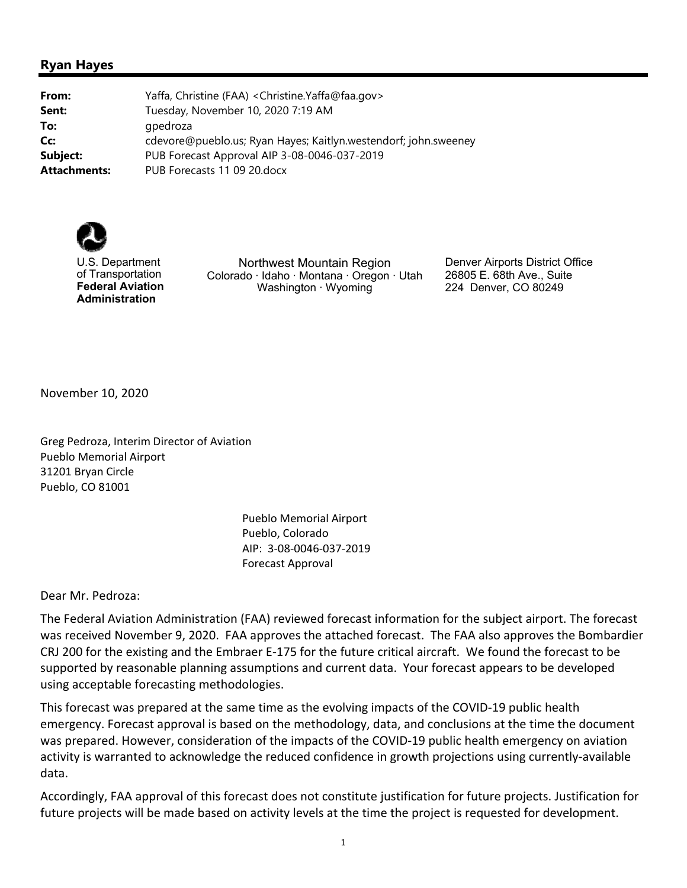## Ryan Hayes

**From:** Yaffa, Christine (FAA) <Christine.Yaffa@faa.gov>
**Sent:** Tuesday, November 10, 2020 7:19 AM
**To:** gpedroza
**Cc:** cdevore@pueblo.us; Ryan Hayes; Kaitlyn.westendorf; john.sweeney
**Subject:** PUB Forecast Approval AIP 3-08-0046-037-2019
**Attachments:** PUB Forecasts 11 09 20.docx

U.S. Department of Transportation
**Federal Aviation Administration**

Northwest Mountain Region
Colorado · Idaho · Montana · Oregon · Utah
Washington · Wyoming

Denver Airports District Office
26805 E. 68th Ave., Suite 224 Denver, CO 80249

November 10, 2020

Greg Pedroza, Interim Director of Aviation
Pueblo Memorial Airport
31201 Bryan Circle
Pueblo, CO 81001

Pueblo Memorial Airport
Pueblo, Colorado
AIP: 3-08-0046-037-2019
Forecast Approval

Dear Mr. Pedroza:

The Federal Aviation Administration (FAA) reviewed forecast information for the subject airport. The forecast was received November 9, 2020. FAA approves the attached forecast. The FAA also approves the Bombardier CRJ 200 for the existing and the Embraer E-175 for the future critical aircraft. We found the forecast to be supported by reasonable planning assumptions and current data. Your forecast appears to be developed using acceptable forecasting methodologies.

This forecast was prepared at the same time as the evolving impacts of the COVID-19 public health emergency. Forecast approval is based on the methodology, data, and conclusions at the time the document was prepared. However, consideration of the impacts of the COVID-19 public health emergency on aviation activity is warranted to acknowledge the reduced confidence in growth projections using currently-available data.

Accordingly, FAA approval of this forecast does not constitute justification for future projects. Justification for future projects will be made based on activity levels at the time the project is requested for development.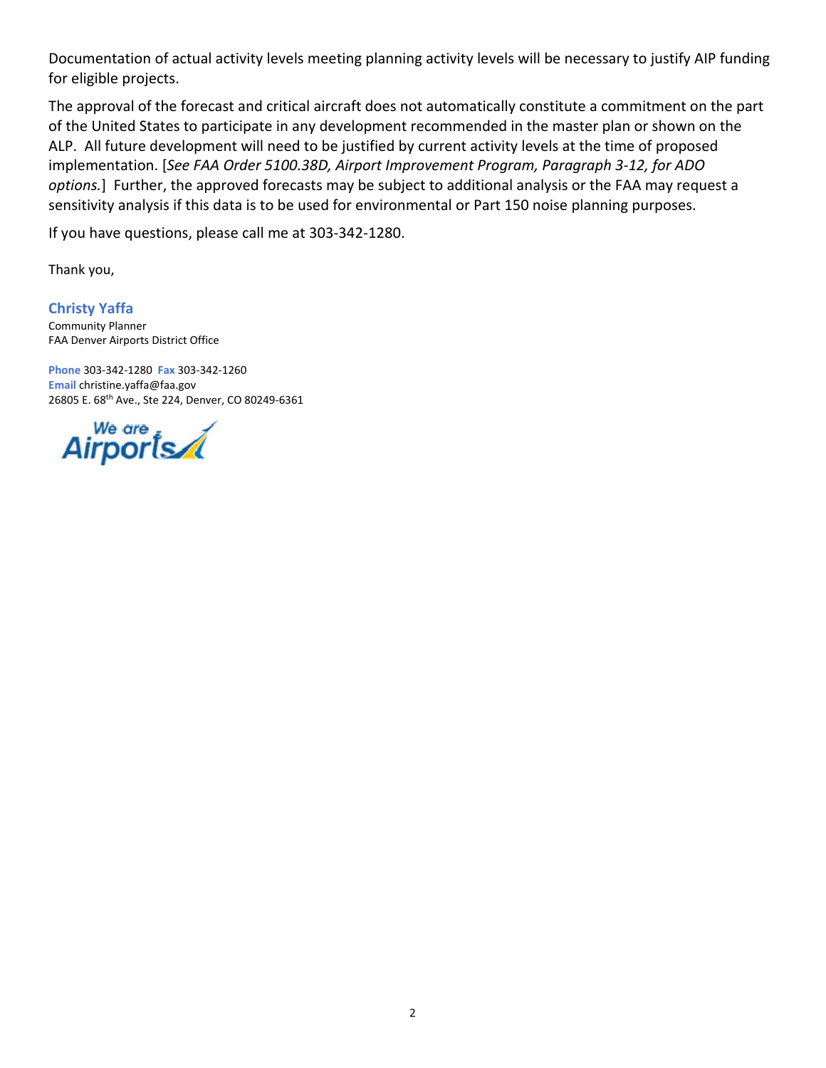Documentation of actual activity levels meeting planning activity levels will be necessary to justify AIP funding for eligible projects.

The approval of the forecast and critical aircraft does not automatically constitute a commitment on the part of the United States to participate in any development recommended in the master plan or shown on the ALP. All future development will need to be justified by current activity levels at the time of proposed implementation. [*See FAA Order 5100.38D, Airport Improvement Program, Paragraph 3-12, for ADO options.*] Further, the approved forecasts may be subject to additional analysis or the FAA may request a sensitivity analysis if this data is to be used for environmental or Part 150 noise planning purposes.

If you have questions, please call me at 303-342-1280.

Thank you,

**Christy Yaffa**
Community Planner
FAA Denver Airports District Office

**Phone** 303-342-1280 **Fax** 303-342-1260
**Email** christine.yaffa@faa.gov
26805 E. 68th Ave., Ste 224, Denver, CO 80249-6361

We are Airports